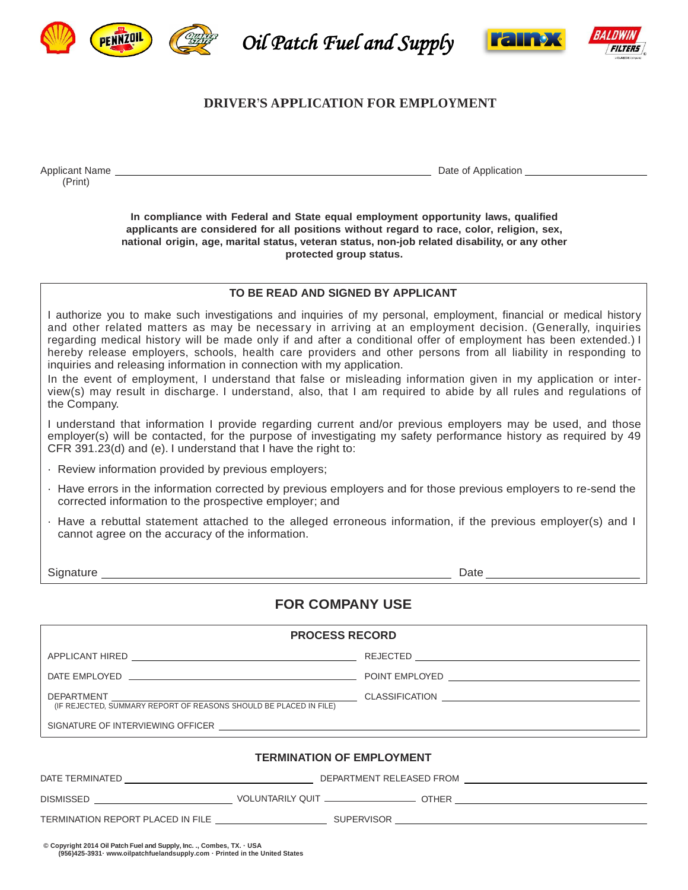Oil Patch Fuel and Supply

# DRIVER'S APPLICATION FOR EMPLOYMENT

Applicant Name ______________________________ Date of Application ______________
(Print)

**In compliance with Federal and State equal employment opportunity laws, qualified applicants are considered for all positions without regard to race, color, religion, sex, national origin, age, marital status, veteran status, non-job related disability, or any other protected group status.**

## TO BE READ AND SIGNED BY APPLICANT

I authorize you to make such investigations and inquiries of my personal, employment, financial or medical history and other related matters as may be necessary in arriving at an employment decision. (Generally, inquiries regarding medical history will be made only if and after a conditional offer of employment has been extended.) I hereby release employers, schools, health care providers and other persons from all liability in responding to inquiries and releasing information in connection with my application.

In the event of employment, I understand that false or misleading information given in my application or interview(s) may result in discharge. I understand, also, that I am required to abide by all rules and regulations of the Company.

I understand that information I provide regarding current and/or previous employers may be used, and those employer(s) will be contacted, for the purpose of investigating my safety performance history as required by 49 CFR 391.23(d) and (e). I understand that I have the right to:

- Review information provided by previous employers;
- Have errors in the information corrected by previous employers and for those previous employers to re-send the corrected information to the prospective employer; and
- Have a rebuttal statement attached to the alleged erroneous information, if the previous employer(s) and I cannot agree on the accuracy of the information.

Signature ______________________________ Date ______________

## FOR COMPANY USE

### PROCESS RECORD

APPLICANT HIRED ______________________ REJECTED ______________________

DATE EMPLOYED ______________________ POINT EMPLOYED ______________________

DEPARTMENT ______________________ CLASSIFICATION ______________________
(IF REJECTED, SUMMARY REPORT OF REASONS SHOULD BE PLACED IN FILE)

SIGNATURE OF INTERVIEWING OFFICER ______________________________

### TERMINATION OF EMPLOYMENT

DATE TERMINATED ______________________ DEPARTMENT RELEASED FROM ______________________

DISMISSED ______________ VOLUNTARILY QUIT ______________ OTHER ______________

TERMINATION REPORT PLACED IN FILE ______________ SUPERVISOR ______________________

© Copyright 2014 Oil Patch Fuel and Supply, Inc. ., Combes, TX. · USA
(956)425-3931· www.oilpatchfuelandsupply.com · Printed in the United States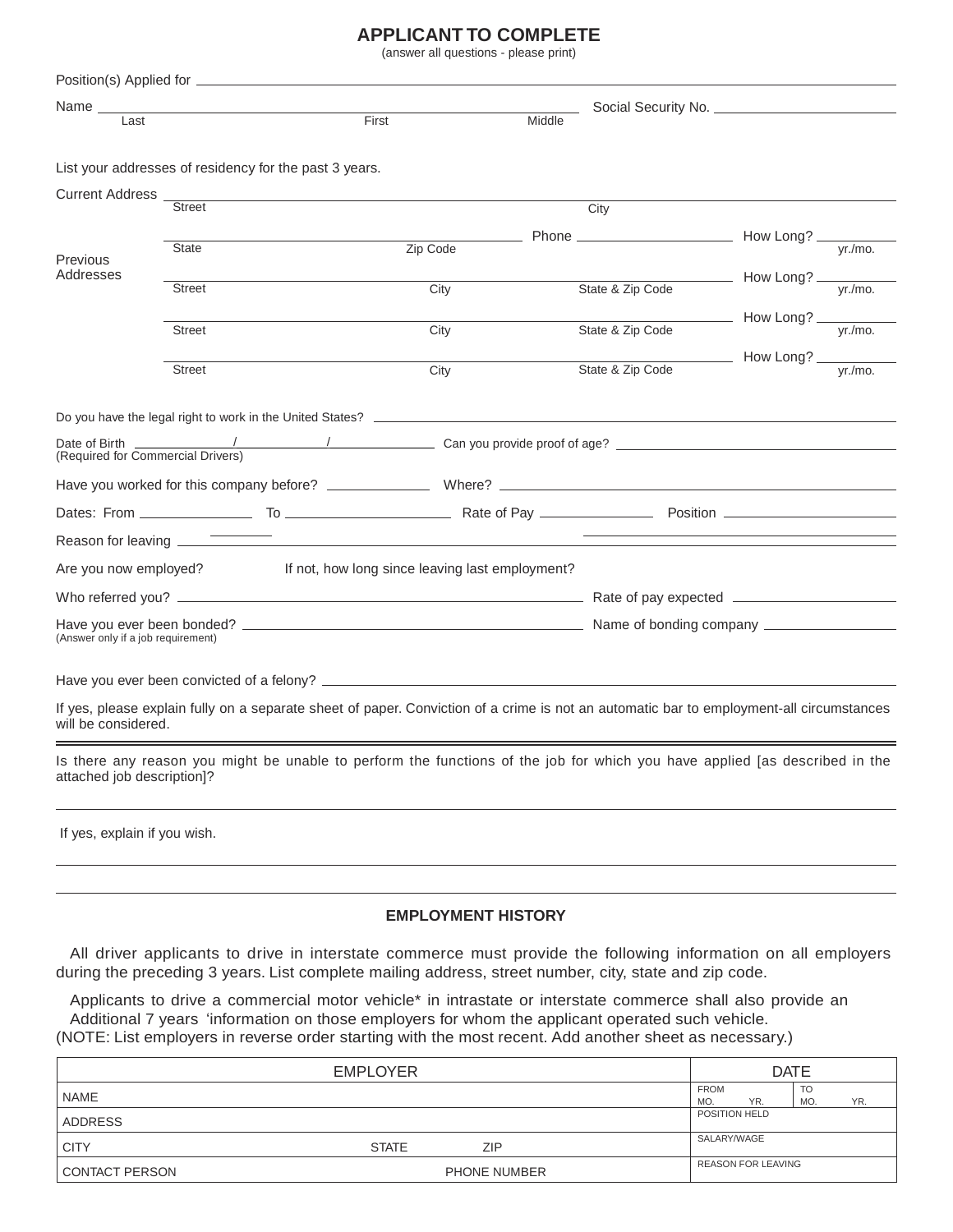## APPLICANT TO COMPLETE

(answer all questions - please print)

Position(s) Applied for ______________________________

Name ______________________________ Social Security No. ______________
Last First Middle

List your addresses of residency for the past 3 years.

Current Address ______________________________
Street City

______________________________ Phone ______________ How Long? ________
State Zip Code yr./mo.

Previous Addresses

______________________________ How Long? ________
Street City State & Zip Code yr./mo.

______________________________ How Long? ________
Street City State & Zip Code yr./mo.

______________________________ How Long? ________
Street City State & Zip Code yr./mo.

Do you have the legal right to work in the United States? ______________________________

Date of Birth ______ / ______ / ______ Can you provide proof of age? ______________
(Required for Commercial Drivers)

Have you worked for this company before? ________ Where? ______________________________

Dates: From ________ To ____________ Rate of Pay ________ Position ______________

Reason for leaving ______________________________

Are you now employed? If not, how long since leaving last employment?

Who referred you? ______________________________ Rate of pay expected ______________

Have you ever been bonded? ______________________________ Name of bonding company ______________
(Answer only if a job requirement)

Have you ever been convicted of a felony? ______________________________

If yes, please explain fully on a separate sheet of paper. Conviction of a crime is not an automatic bar to employment-all circumstances will be considered.

---

Is there any reason you might be unable to perform the functions of the job for which you have applied [as described in the attached job description]?

______________________________

If yes, explain if you wish.

______________________________

______________________________

## EMPLOYMENT HISTORY

All driver applicants to drive in interstate commerce must provide the following information on all employers during the preceding 3 years. List complete mailing address, street number, city, state and zip code.

Applicants to drive a commercial motor vehicle* in intrastate or interstate commerce shall also provide an Additional 7 years 'information on those employers for whom the applicant operated such vehicle.
(NOTE: List employers in reverse order starting with the most recent. Add another sheet as necessary.)

| EMPLOYER | | | DATE | |
|---|---|---|---|---|
| NAME | | | FROM MO. YR. | TO MO. YR. |
| ADDRESS | | | POSITION HELD | |
| CITY | STATE | ZIP | SALARY/WAGE | |
| CONTACT PERSON | PHONE NUMBER | | REASON FOR LEAVING | |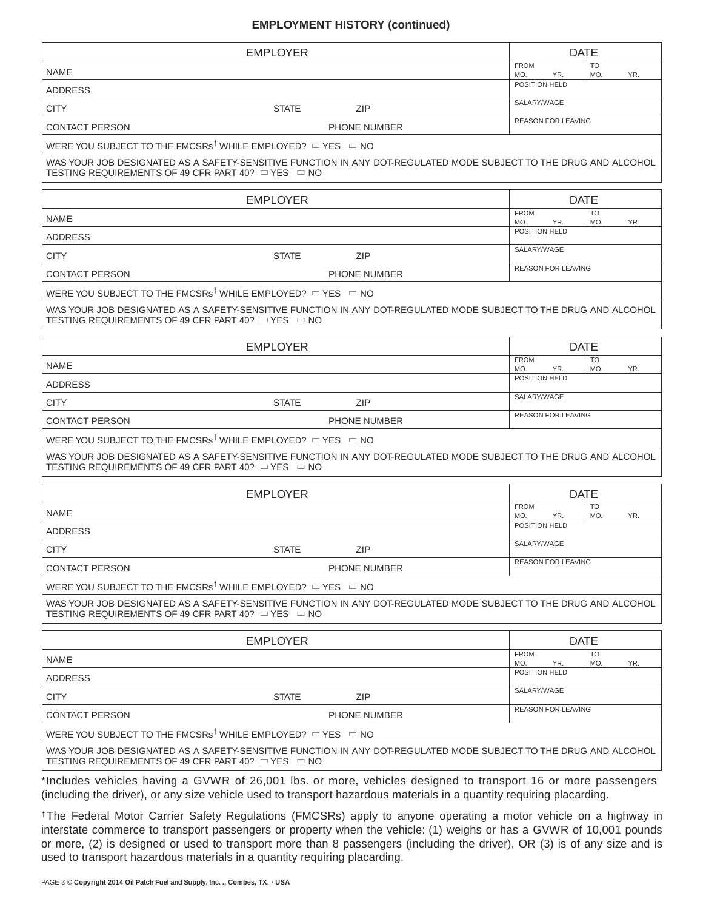## EMPLOYMENT HISTORY (continued)

| EMPLOYER | | | DATE | |
|---|---|---|---|---|
| NAME | | | FROM MO. YR. | TO MO. YR. |
| ADDRESS | | | POSITION HELD | |
| CITY | STATE | ZIP | SALARY/WAGE | |
| CONTACT PERSON | PHONE NUMBER | | REASON FOR LEAVING | |
| WERE YOU SUBJECT TO THE FMCSRs† WHILE EMPLOYED? ☐ YES ☐ NO | | | | |
| WAS YOUR JOB DESIGNATED AS A SAFETY-SENSITIVE FUNCTION IN ANY DOT-REGULATED MODE SUBJECT TO THE DRUG AND ALCOHOL TESTING REQUIREMENTS OF 49 CFR PART 40? ☐ YES ☐ NO | | | | |

| EMPLOYER | | | DATE | |
|---|---|---|---|---|
| NAME | | | FROM MO. YR. | TO MO. YR. |
| ADDRESS | | | POSITION HELD | |
| CITY | STATE | ZIP | SALARY/WAGE | |
| CONTACT PERSON | PHONE NUMBER | | REASON FOR LEAVING | |
| WERE YOU SUBJECT TO THE FMCSRs† WHILE EMPLOYED? ☐ YES ☐ NO | | | | |
| WAS YOUR JOB DESIGNATED AS A SAFETY-SENSITIVE FUNCTION IN ANY DOT-REGULATED MODE SUBJECT TO THE DRUG AND ALCOHOL TESTING REQUIREMENTS OF 49 CFR PART 40? ☐ YES ☐ NO | | | | |

| EMPLOYER | | | DATE | |
|---|---|---|---|---|
| NAME | | | FROM MO. YR. | TO MO. YR. |
| ADDRESS | | | POSITION HELD | |
| CITY | STATE | ZIP | SALARY/WAGE | |
| CONTACT PERSON | PHONE NUMBER | | REASON FOR LEAVING | |
| WERE YOU SUBJECT TO THE FMCSRs† WHILE EMPLOYED? ☐ YES ☐ NO | | | | |
| WAS YOUR JOB DESIGNATED AS A SAFETY-SENSITIVE FUNCTION IN ANY DOT-REGULATED MODE SUBJECT TO THE DRUG AND ALCOHOL TESTING REQUIREMENTS OF 49 CFR PART 40? ☐ YES ☐ NO | | | | |

| EMPLOYER | | | DATE | |
|---|---|---|---|---|
| NAME | | | FROM MO. YR. | TO MO. YR. |
| ADDRESS | | | POSITION HELD | |
| CITY | STATE | ZIP | SALARY/WAGE | |
| CONTACT PERSON | PHONE NUMBER | | REASON FOR LEAVING | |
| WERE YOU SUBJECT TO THE FMCSRs† WHILE EMPLOYED? ☐ YES ☐ NO | | | | |
| WAS YOUR JOB DESIGNATED AS A SAFETY-SENSITIVE FUNCTION IN ANY DOT-REGULATED MODE SUBJECT TO THE DRUG AND ALCOHOL TESTING REQUIREMENTS OF 49 CFR PART 40? ☐ YES ☐ NO | | | | |

| EMPLOYER | | | DATE | |
|---|---|---|---|---|
| NAME | | | FROM MO. YR. | TO MO. YR. |
| ADDRESS | | | POSITION HELD | |
| CITY | STATE | ZIP | SALARY/WAGE | |
| CONTACT PERSON | PHONE NUMBER | | REASON FOR LEAVING | |
| WERE YOU SUBJECT TO THE FMCSRs† WHILE EMPLOYED? ☐ YES ☐ NO | | | | |
| WAS YOUR JOB DESIGNATED AS A SAFETY-SENSITIVE FUNCTION IN ANY DOT-REGULATED MODE SUBJECT TO THE DRUG AND ALCOHOL TESTING REQUIREMENTS OF 49 CFR PART 40? ☐ YES ☐ NO | | | | |

*Includes vehicles having a GVWR of 26,001 lbs. or more, vehicles designed to transport 16 or more passengers (including the driver), or any size vehicle used to transport hazardous materials in a quantity requiring placarding.

†The Federal Motor Carrier Safety Regulations (FMCSRs) apply to anyone operating a motor vehicle on a highway in interstate commerce to transport passengers or property when the vehicle: (1) weighs or has a GVWR of 10,001 pounds or more, (2) is designed or used to transport more than 8 passengers (including the driver), OR (3) is of any size and is used to transport hazardous materials in a quantity requiring placarding.

PAGE 3 **© Copyright 2014 Oil Patch Fuel and Supply, Inc. ., Combes, TX. · USA**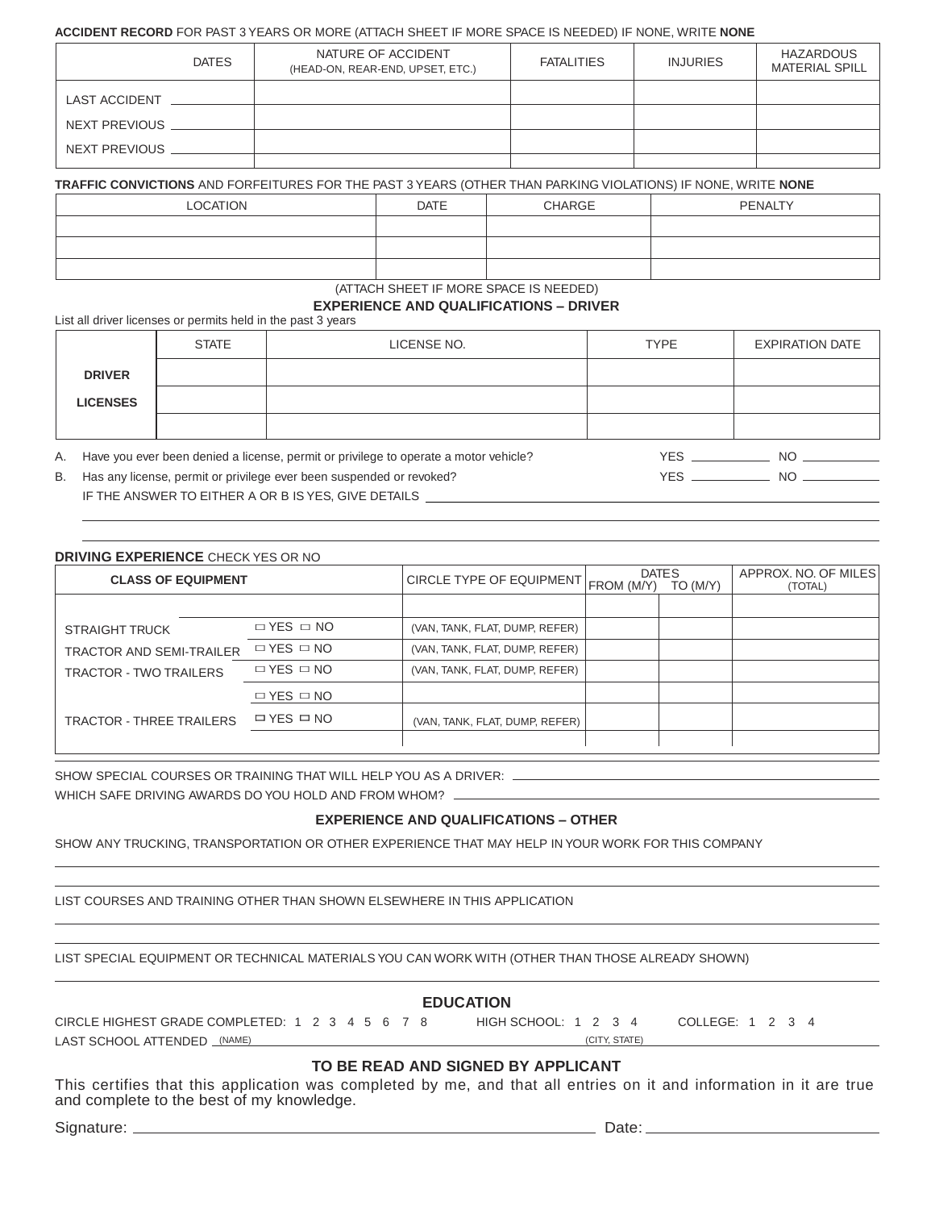**ACCIDENT RECORD** FOR PAST 3 YEARS OR MORE (ATTACH SHEET IF MORE SPACE IS NEEDED) IF NONE, WRITE **NONE**

| DATES | NATURE OF ACCIDENT (HEAD-ON, REAR-END, UPSET, ETC.) | FATALITIES | INJURIES | HAZARDOUS MATERIAL SPILL |
|---|---|---|---|---|
| LAST ACCIDENT ______ | | | | |
| NEXT PREVIOUS ______ | | | | |
| NEXT PREVIOUS ______ | | | | |

**TRAFFIC CONVICTIONS** AND FORFEITURES FOR THE PAST 3 YEARS (OTHER THAN PARKING VIOLATIONS) IF NONE, WRITE **NONE**

| LOCATION | DATE | CHARGE | PENALTY |
|---|---|---|---|
| | | | |
| | | | |
| | | | |

(ATTACH SHEET IF MORE SPACE IS NEEDED)

**EXPERIENCE AND QUALIFICATIONS – DRIVER**

List all driver licenses or permits held in the past 3 years

| | STATE | LICENSE NO. | TYPE | EXPIRATION DATE |
|---|---|---|---|---|
| **DRIVER LICENSES** | | | | |
| | | | | |
| | | | | |

A. Have you ever been denied a license, permit or privilege to operate a motor vehicle? YES ______ NO ______

B. Has any license, permit or privilege ever been suspended or revoked? YES ______ NO ______

IF THE ANSWER TO EITHER A OR B IS YES, GIVE DETAILS ______________________________

**DRIVING EXPERIENCE** CHECK YES OR NO

| CLASS OF EQUIPMENT | | CIRCLE TYPE OF EQUIPMENT | DATES FROM (M/Y) | TO (M/Y) | APPROX. NO. OF MILES (TOTAL) |
|---|---|---|---|---|---|
| | | | | | |
| STRAIGHT TRUCK | ☐ YES ☐ NO | (VAN, TANK, FLAT, DUMP, REFER) | | | |
| TRACTOR AND SEMI-TRAILER | ☐ YES ☐ NO | (VAN, TANK, FLAT, DUMP, REFER) | | | |
| TRACTOR - TWO TRAILERS | ☐ YES ☐ NO | (VAN, TANK, FLAT, DUMP, REFER) | | | |
| | ☐ YES ☐ NO | | | | |
| TRACTOR - THREE TRAILERS | ☐ YES ☐ NO | (VAN, TANK, FLAT, DUMP, REFER) | | | |
| | | | | | |

SHOW SPECIAL COURSES OR TRAINING THAT WILL HELP YOU AS A DRIVER: ______________________________

WHICH SAFE DRIVING AWARDS DO YOU HOLD AND FROM WHOM? ______________________________

**EXPERIENCE AND QUALIFICATIONS – OTHER**

SHOW ANY TRUCKING, TRANSPORTATION OR OTHER EXPERIENCE THAT MAY HELP IN YOUR WORK FOR THIS COMPANY

LIST COURSES AND TRAINING OTHER THAN SHOWN ELSEWHERE IN THIS APPLICATION

LIST SPECIAL EQUIPMENT OR TECHNICAL MATERIALS YOU CAN WORK WITH (OTHER THAN THOSE ALREADY SHOWN)

**EDUCATION**

CIRCLE HIGHEST GRADE COMPLETED: 1 2 3 4 5 6 7 8 HIGH SCHOOL: 1 2 3 4 COLLEGE: 1 2 3 4

LAST SCHOOL ATTENDED (NAME) ______________________________ (CITY, STATE) ______________________________

**TO BE READ AND SIGNED BY APPLICANT**

This certifies that this application was completed by me, and that all entries on it and information in it are true and complete to the best of my knowledge.

Signature: ______________________________ Date: ______________